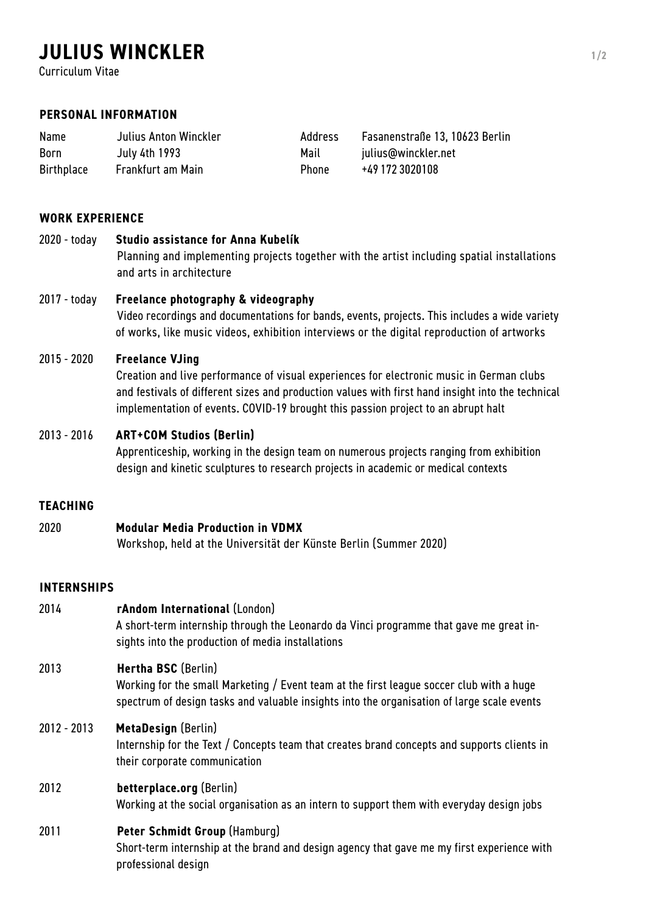# JULIUS WINCKLER

Curriculum Vitae

## PERSONAL INFORMATION

| | | | |
|---|---|---|---|
| Name | Julius Anton Winckler | Address | Fasanenstraße 13, 10623 Berlin |
| Born | July 4th 1993 | Mail | julius@winckler.net |
| Birthplace | Frankfurt am Main | Phone | +49 172 3020108 |

## WORK EXPERIENCE

2020 - today **Studio assistance for Anna Kubelík**
Planning and implementing projects together with the artist including spatial installations and arts in architecture

2017 - today **Freelance photography & videography**
Video recordings and documentations for bands, events, projects. This includes a wide variety of works, like music videos, exhibition interviews or the digital reproduction of artworks

2015 - 2020 **Freelance VJing**
Creation and live performance of visual experiences for electronic music in German clubs and festivals of different sizes and production values with first hand insight into the technical implementation of events. COVID-19 brought this passion project to an abrupt halt

2013 - 2016 **ART+COM Studios (Berlin)**
Apprenticeship, working in the design team on numerous projects ranging from exhibition design and kinetic sculptures to research projects in academic or medical contexts

## TEACHING

2020 **Modular Media Production in VDMX**
Workshop, held at the Universität der Künste Berlin (Summer 2020)

## INTERNSHIPS

2014 **rAndom International** (London)
A short-term internship through the Leonardo da Vinci programme that gave me great insights into the production of media installations

2013 **Hertha BSC** (Berlin)
Working for the small Marketing / Event team at the first league soccer club with a huge spectrum of design tasks and valuable insights into the organisation of large scale events

2012 - 2013 **MetaDesign** (Berlin)
Internship for the Text / Concepts team that creates brand concepts and supports clients in their corporate communication

2012 **betterplace.org** (Berlin)
Working at the social organisation as an intern to support them with everyday design jobs

2011 **Peter Schmidt Group** (Hamburg)
Short-term internship at the brand and design agency that gave me my first experience with professional design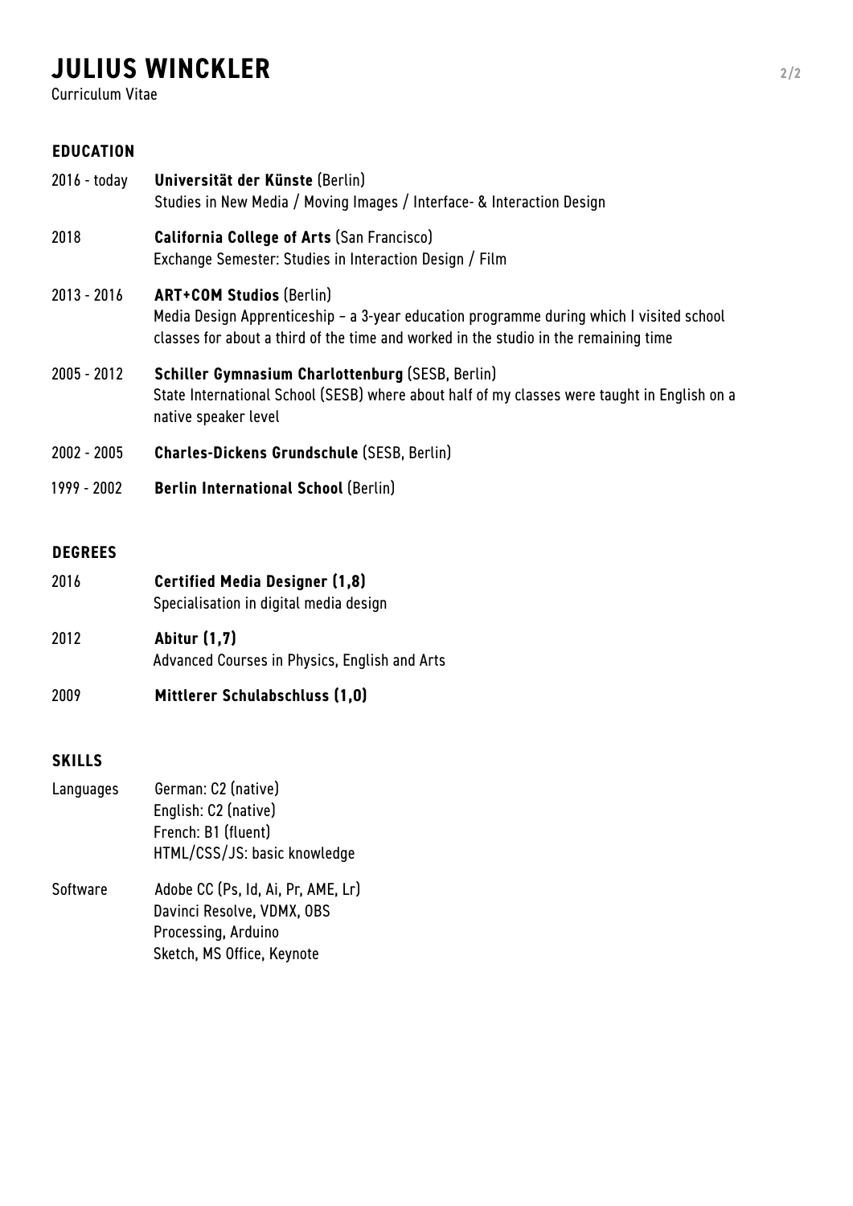# JULIUS WINCKLER

Curriculum Vitae

## EDUCATION

| | |
|---|---|
| 2016 - today | **Universität der Künste** (Berlin)<br>Studies in New Media / Moving Images / Interface- & Interaction Design |
| 2018 | **California College of Arts** (San Francisco)<br>Exchange Semester: Studies in Interaction Design / Film |
| 2013 - 2016 | **ART+COM Studios** (Berlin)<br>Media Design Apprenticeship – a 3-year education programme during which I visited school classes for about a third of the time and worked in the studio in the remaining time |
| 2005 - 2012 | **Schiller Gymnasium Charlottenburg** (SESB, Berlin)<br>State International School (SESB) where about half of my classes were taught in English on a native speaker level |
| 2002 - 2005 | **Charles-Dickens Grundschule** (SESB, Berlin) |
| 1999 - 2002 | **Berlin International School** (Berlin) |

## DEGREES

| | |
|---|---|
| 2016 | **Certified Media Designer (1,8)**<br>Specialisation in digital media design |
| 2012 | **Abitur (1,7)**<br>Advanced Courses in Physics, English and Arts |
| 2009 | **Mittlerer Schulabschluss (1,0)** |

## SKILLS

| | |
|---|---|
| Languages | German: C2 (native)<br>English: C2 (native)<br>French: B1 (fluent)<br>HTML/CSS/JS: basic knowledge |
| Software | Adobe CC (Ps, Id, Ai, Pr, AME, Lr)<br>Davinci Resolve, VDMX, OBS<br>Processing, Arduino<br>Sketch, MS Office, Keynote |